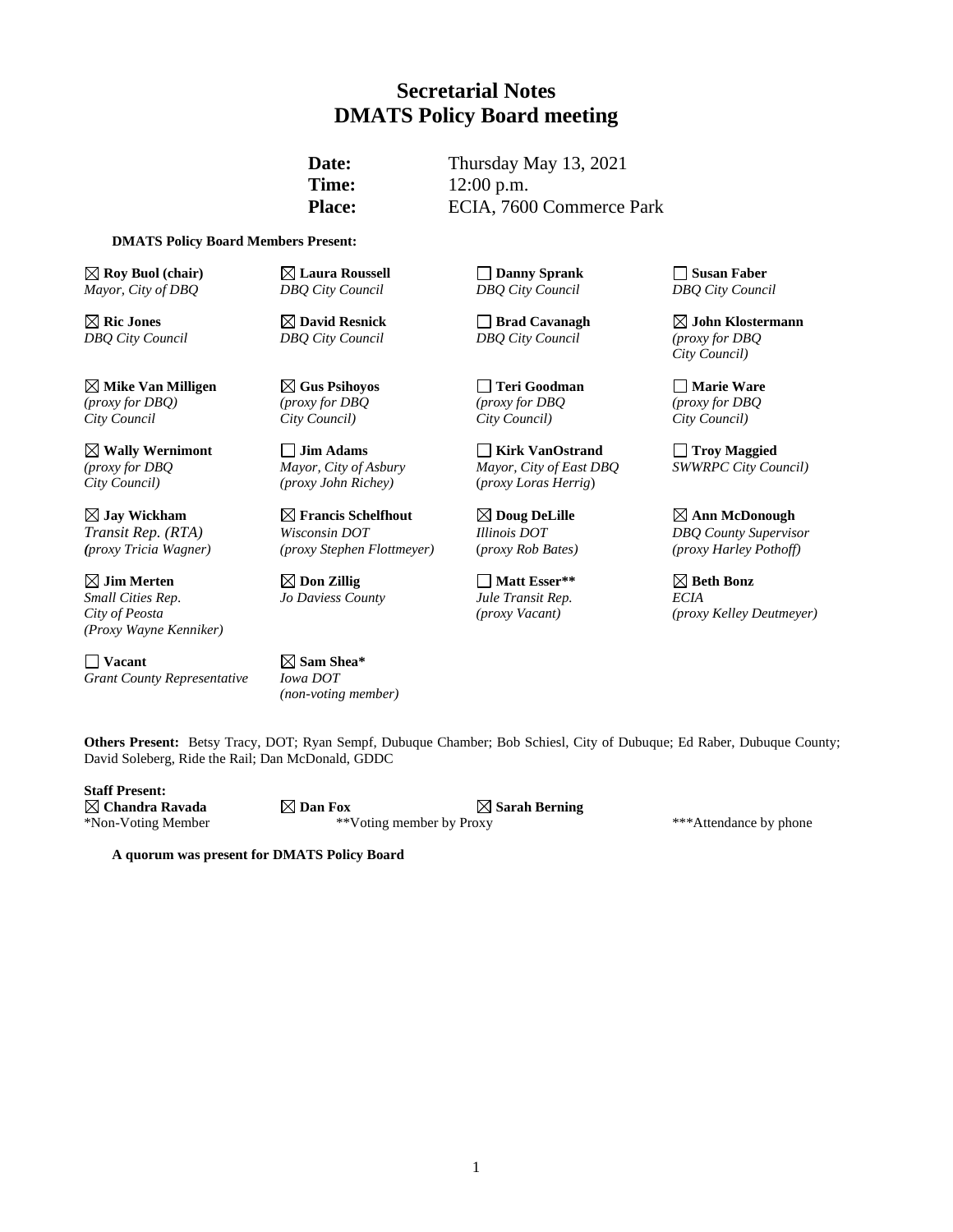# Secretarial Notes
# DMATS Policy Board meeting

**Date:** Thursday May 13, 2021
**Time:** 12:00 p.m.
**Place:** ECIA, 7600 Commerce Park

**DMATS Policy Board Members Present:**

| | | | |
|---|---|---|---|
| ☒ **Roy Buol (chair)** *Mayor, City of DBQ* | ☒ **Laura Roussell** *DBQ City Council* | ☐ **Danny Sprank** *DBQ City Council* | ☐ **Susan Faber** *DBQ City Council* |
| ☒ **Ric Jones** *DBQ City Council* | ☒ **David Resnick** *DBQ City Council* | ☐ **Brad Cavanagh** *DBQ City Council* | ☒ **John Klostermann** *(proxy for DBQ City Council)* |
| ☒ **Mike Van Milligen** *(proxy for DBQ) City Council* | ☒ **Gus Psihoyos** *(proxy for DBQ City Council)* | ☐ **Teri Goodman** *(proxy for DBQ City Council)* | ☐ **Marie Ware** *(proxy for DBQ City Council)* |
| ☒ **Wally Wernimont** *(proxy for DBQ City Council)* | ☐ **Jim Adams** *Mayor, City of Asbury (proxy John Richey)* | ☐ **Kirk VanOstrand** *Mayor, City of East DBQ (proxy Loras Herrig)* | ☐ **Troy Maggied** *SWWRPC City Council)* |
| ☒ **Jay Wickham** *Transit Rep. (RTA) (proxy Tricia Wagner)* | ☒ **Francis Schelfhout** *Wisconsin DOT (proxy Stephen Flottmeyer)* | ☒ **Doug DeLille** *Illinois DOT (proxy Rob Bates)* | ☒ **Ann McDonough** *DBQ County Supervisor (proxy Harley Pothoff)* |
| ☒ **Jim Merten** *Small Cities Rep. City of Peosta (Proxy Wayne Kenniker)* | ☒ **Don Zillig** *Jo Daviess County* | ☐ **Matt Esser**** *Jule Transit Rep. (proxy Vacant)* | ☒ **Beth Bonz** *ECIA (proxy Kelley Deutmeyer)* |
| ☐ **Vacant** *Grant County Representative* | ☒ **Sam Shea*** *Iowa DOT (non-voting member)* | | |

**Others Present:** Betsy Tracy, DOT; Ryan Sempf, Dubuque Chamber; Bob Schiesl, City of Dubuque; Ed Raber, Dubuque County; David Soleberg, Ride the Rail; Dan McDonald, GDDC

**Staff Present:**
☒ **Chandra Ravada** ☒ **Dan Fox** ☒ **Sarah Berning**

*Non-Voting Member **Voting member by Proxy ***Attendance by phone

**A quorum was present for DMATS Policy Board**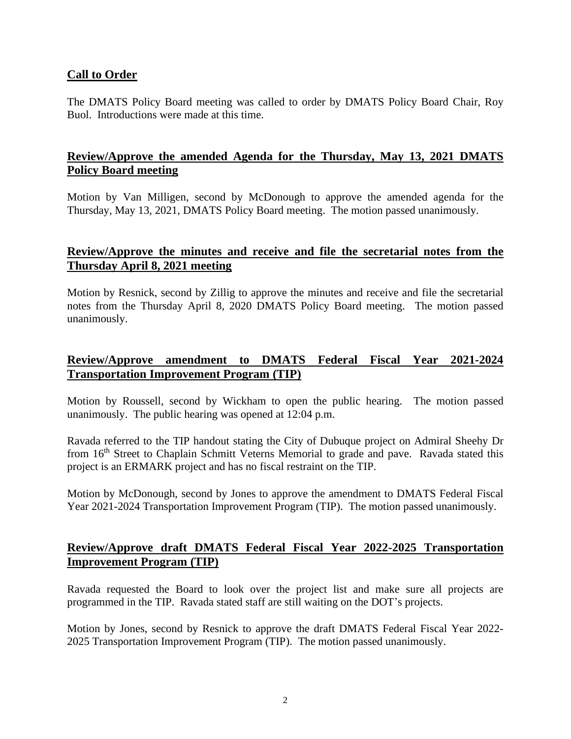## Call to Order

The DMATS Policy Board meeting was called to order by DMATS Policy Board Chair, Roy Buol. Introductions were made at this time.

## Review/Approve the amended Agenda for the Thursday, May 13, 2021 DMATS Policy Board meeting

Motion by Van Milligen, second by McDonough to approve the amended agenda for the Thursday, May 13, 2021, DMATS Policy Board meeting. The motion passed unanimously.

## Review/Approve the minutes and receive and file the secretarial notes from the Thursday April 8, 2021 meeting

Motion by Resnick, second by Zillig to approve the minutes and receive and file the secretarial notes from the Thursday April 8, 2020 DMATS Policy Board meeting. The motion passed unanimously.

## Review/Approve amendment to DMATS Federal Fiscal Year 2021-2024 Transportation Improvement Program (TIP)

Motion by Roussell, second by Wickham to open the public hearing. The motion passed unanimously. The public hearing was opened at 12:04 p.m.

Ravada referred to the TIP handout stating the City of Dubuque project on Admiral Sheehy Dr from 16th Street to Chaplain Schmitt Veterns Memorial to grade and pave. Ravada stated this project is an ERMARK project and has no fiscal restraint on the TIP.

Motion by McDonough, second by Jones to approve the amendment to DMATS Federal Fiscal Year 2021-2024 Transportation Improvement Program (TIP). The motion passed unanimously.

## Review/Approve draft DMATS Federal Fiscal Year 2022-2025 Transportation Improvement Program (TIP)

Ravada requested the Board to look over the project list and make sure all projects are programmed in the TIP. Ravada stated staff are still waiting on the DOT's projects.

Motion by Jones, second by Resnick to approve the draft DMATS Federal Fiscal Year 2022-2025 Transportation Improvement Program (TIP). The motion passed unanimously.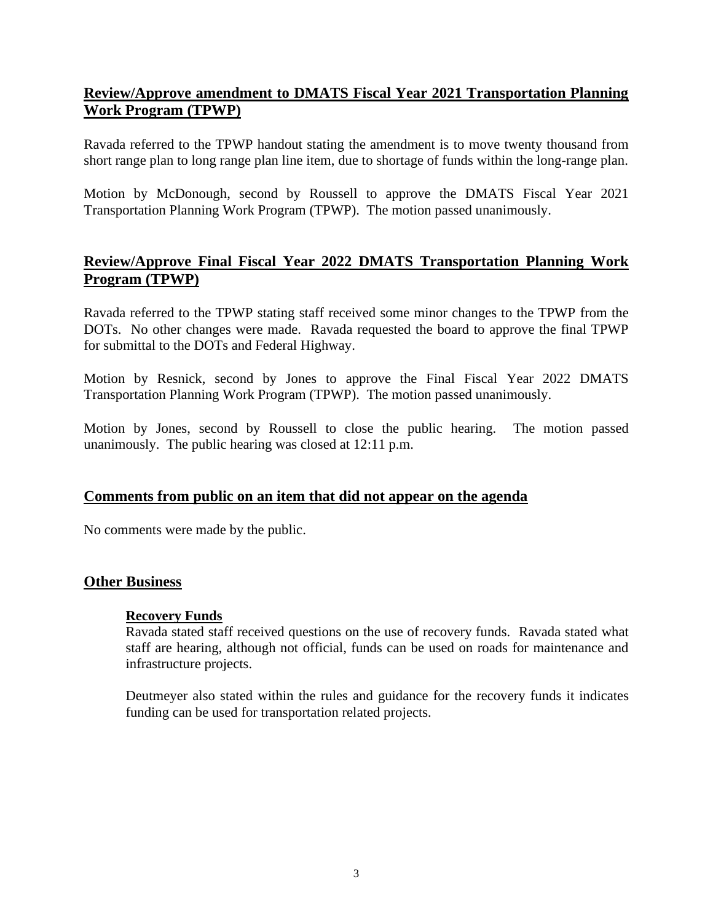## Review/Approve amendment to DMATS Fiscal Year 2021 Transportation Planning Work Program (TPWP)

Ravada referred to the TPWP handout stating the amendment is to move twenty thousand from short range plan to long range plan line item, due to shortage of funds within the long-range plan.

Motion by McDonough, second by Roussell to approve the DMATS Fiscal Year 2021 Transportation Planning Work Program (TPWP). The motion passed unanimously.

## Review/Approve Final Fiscal Year 2022 DMATS Transportation Planning Work Program (TPWP)

Ravada referred to the TPWP stating staff received some minor changes to the TPWP from the DOTs. No other changes were made. Ravada requested the board to approve the final TPWP for submittal to the DOTs and Federal Highway.

Motion by Resnick, second by Jones to approve the Final Fiscal Year 2022 DMATS Transportation Planning Work Program (TPWP). The motion passed unanimously.

Motion by Jones, second by Roussell to close the public hearing. The motion passed unanimously. The public hearing was closed at 12:11 p.m.

## Comments from public on an item that did not appear on the agenda

No comments were made by the public.

## Other Business

### Recovery Funds

Ravada stated staff received questions on the use of recovery funds. Ravada stated what staff are hearing, although not official, funds can be used on roads for maintenance and infrastructure projects.

Deutmeyer also stated within the rules and guidance for the recovery funds it indicates funding can be used for transportation related projects.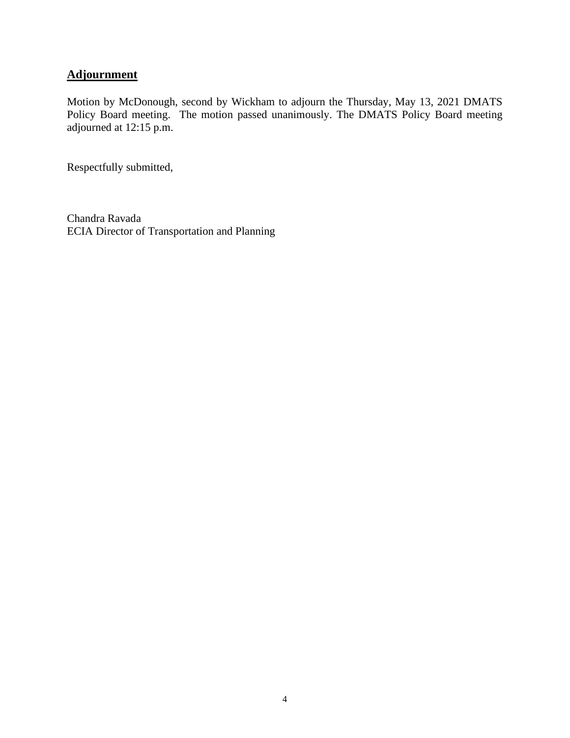## **Adjournment**

Motion by McDonough, second by Wickham to adjourn the Thursday, May 13, 2021 DMATS Policy Board meeting. The motion passed unanimously. The DMATS Policy Board meeting adjourned at 12:15 p.m.

Respectfully submitted,

Chandra Ravada
ECIA Director of Transportation and Planning